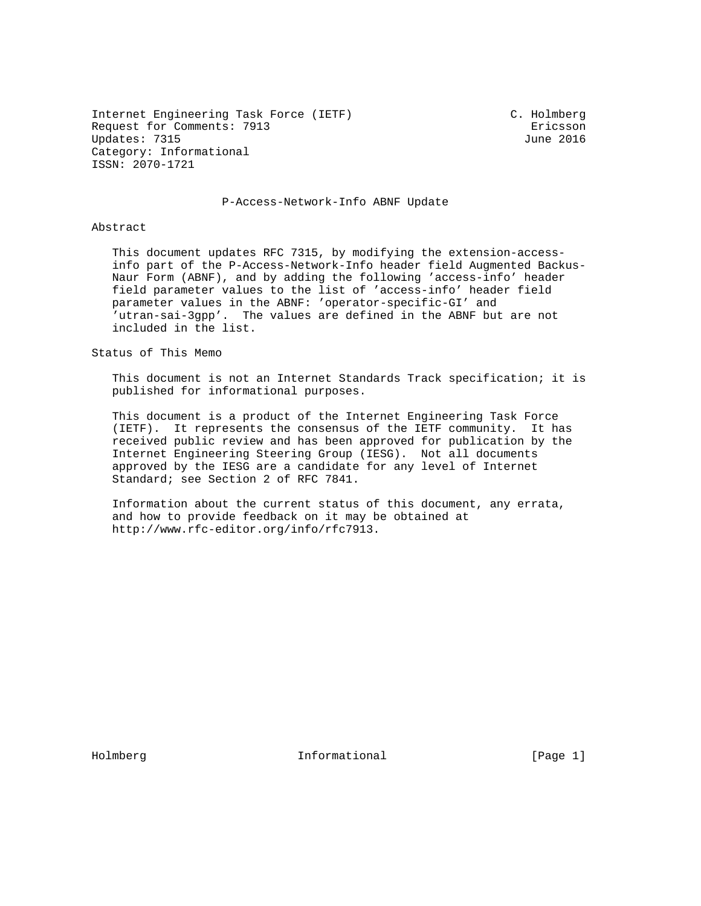Internet Engineering Task Force (IETF) C. Holmberg
Request for Comments: 7913 Ericsson
Updates: 7315 June 2016
Category: Informational
ISSN: 2070-1721

# P-Access-Network-Info ABNF Update

## Abstract

This document updates RFC 7315, by modifying the extension-access-info part of the P-Access-Network-Info header field Augmented Backus-Naur Form (ABNF), and by adding the following 'access-info' header field parameter values to the list of 'access-info' header field parameter values in the ABNF: 'operator-specific-GI' and 'utran-sai-3gpp'. The values are defined in the ABNF but are not included in the list.

## Status of This Memo

This document is not an Internet Standards Track specification; it is published for informational purposes.

This document is a product of the Internet Engineering Task Force (IETF). It represents the consensus of the IETF community. It has received public review and has been approved for publication by the Internet Engineering Steering Group (IESG). Not all documents approved by the IESG are a candidate for any level of Internet Standard; see Section 2 of RFC 7841.

Information about the current status of this document, any errata, and how to provide feedback on it may be obtained at http://www.rfc-editor.org/info/rfc7913.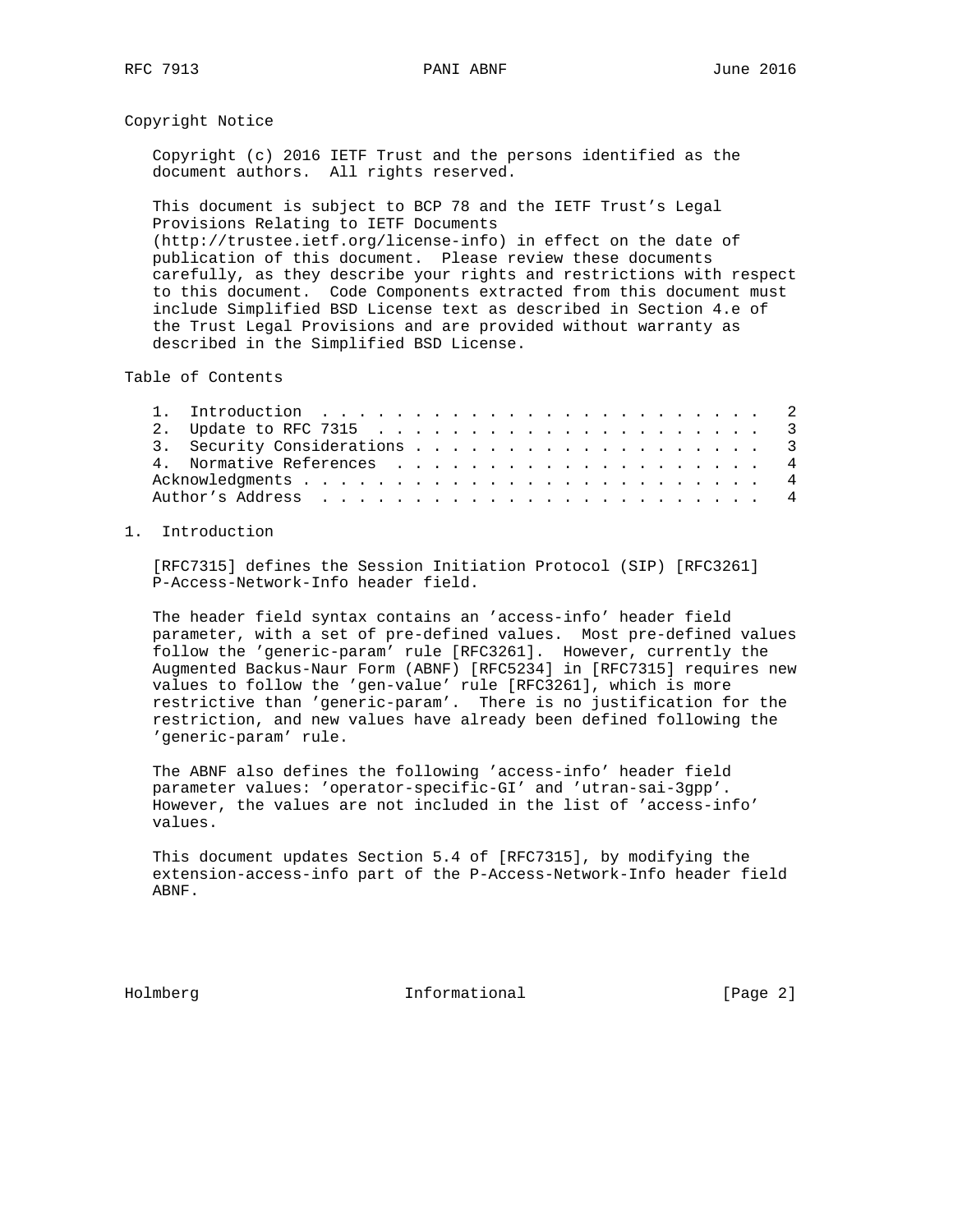## Copyright Notice

Copyright (c) 2016 IETF Trust and the persons identified as the document authors. All rights reserved.

This document is subject to BCP 78 and the IETF Trust's Legal Provisions Relating to IETF Documents (http://trustee.ietf.org/license-info) in effect on the date of publication of this document. Please review these documents carefully, as they describe your rights and restrictions with respect to this document. Code Components extracted from this document must include Simplified BSD License text as described in Section 4.e of the Trust Legal Provisions and are provided without warranty as described in the Simplified BSD License.

## Table of Contents

```
   1.  Introduction  . . . . . . . . . . . . . . . . . . . . . . . .   2
   2.  Update to RFC 7315  . . . . . . . . . . . . . . . . . . . . .   3
   3.  Security Considerations . . . . . . . . . . . . . . . . . . .   3
   4.  Normative References  . . . . . . . . . . . . . . . . . . . .   4
   Acknowledgments . . . . . . . . . . . . . . . . . . . . . . . . .   4
   Author's Address  . . . . . . . . . . . . . . . . . . . . . . . .   4
```

## 1. Introduction

[RFC7315] defines the Session Initiation Protocol (SIP) [RFC3261] P-Access-Network-Info header field.

The header field syntax contains an 'access-info' header field parameter, with a set of pre-defined values. Most pre-defined values follow the 'generic-param' rule [RFC3261]. However, currently the Augmented Backus-Naur Form (ABNF) [RFC5234] in [RFC7315] requires new values to follow the 'gen-value' rule [RFC3261], which is more restrictive than 'generic-param'. There is no justification for the restriction, and new values have already been defined following the 'generic-param' rule.

The ABNF also defines the following 'access-info' header field parameter values: 'operator-specific-GI' and 'utran-sai-3gpp'. However, the values are not included in the list of 'access-info' values.

This document updates Section 5.4 of [RFC7315], by modifying the extension-access-info part of the P-Access-Network-Info header field ABNF.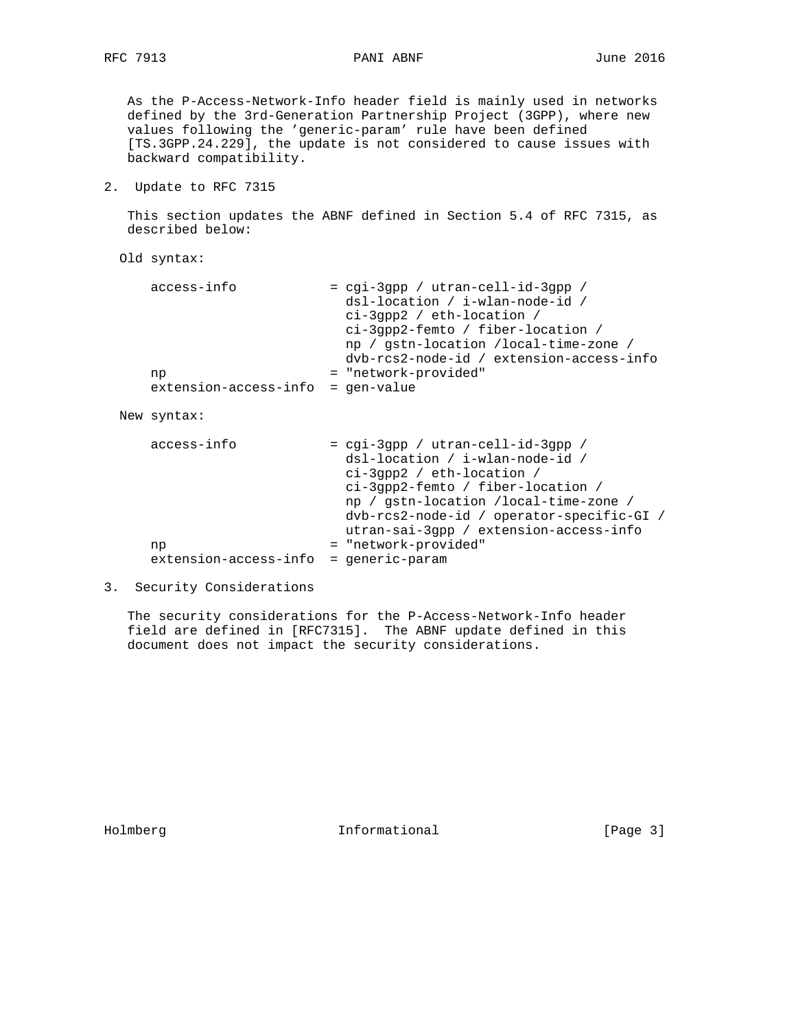As the P-Access-Network-Info header field is mainly used in networks defined by the 3rd-Generation Partnership Project (3GPP), where new values following the 'generic-param' rule have been defined [TS.3GPP.24.229], the update is not considered to cause issues with backward compatibility.

## 2. Update to RFC 7315

This section updates the ABNF defined in Section 5.4 of RFC 7315, as described below:

Old syntax:

```
   access-info            = cgi-3gpp / utran-cell-id-3gpp /
                            dsl-location / i-wlan-node-id /
                            ci-3gpp2 / eth-location /
                            ci-3gpp2-femto / fiber-location /
                            np / gstn-location /local-time-zone /
                            dvb-rcs2-node-id / extension-access-info
   np                     = "network-provided"
   extension-access-info  = gen-value
```

New syntax:

```
   access-info            = cgi-3gpp / utran-cell-id-3gpp /
                            dsl-location / i-wlan-node-id /
                            ci-3gpp2 / eth-location /
                            ci-3gpp2-femto / fiber-location /
                            np / gstn-location /local-time-zone /
                            dvb-rcs2-node-id / operator-specific-GI /
                            utran-sai-3gpp / extension-access-info
   np                     = "network-provided"
   extension-access-info  = generic-param
```

## 3. Security Considerations

The security considerations for the P-Access-Network-Info header field are defined in [RFC7315]. The ABNF update defined in this document does not impact the security considerations.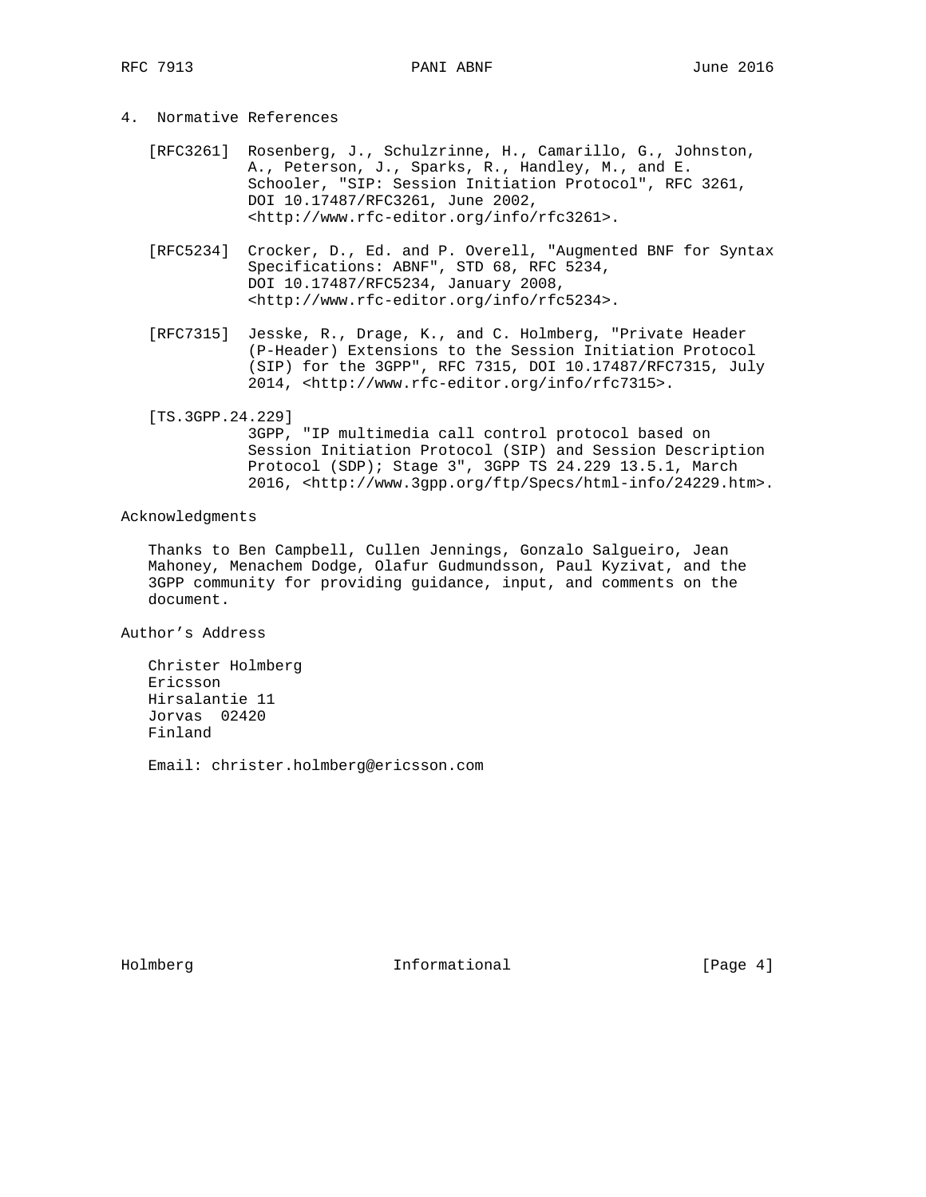## 4. Normative References

[RFC3261] Rosenberg, J., Schulzrinne, H., Camarillo, G., Johnston, A., Peterson, J., Sparks, R., Handley, M., and E. Schooler, "SIP: Session Initiation Protocol", RFC 3261, DOI 10.17487/RFC3261, June 2002, <http://www.rfc-editor.org/info/rfc3261>.

[RFC5234] Crocker, D., Ed. and P. Overell, "Augmented BNF for Syntax Specifications: ABNF", STD 68, RFC 5234, DOI 10.17487/RFC5234, January 2008, <http://www.rfc-editor.org/info/rfc5234>.

[RFC7315] Jesske, R., Drage, K., and C. Holmberg, "Private Header (P-Header) Extensions to the Session Initiation Protocol (SIP) for the 3GPP", RFC 7315, DOI 10.17487/RFC7315, July 2014, <http://www.rfc-editor.org/info/rfc7315>.

[TS.3GPP.24.229] 3GPP, "IP multimedia call control protocol based on Session Initiation Protocol (SIP) and Session Description Protocol (SDP); Stage 3", 3GPP TS 24.229 13.5.1, March 2016, <http://www.3gpp.org/ftp/Specs/html-info/24229.htm>.

## Acknowledgments

Thanks to Ben Campbell, Cullen Jennings, Gonzalo Salgueiro, Jean Mahoney, Menachem Dodge, Olafur Gudmundsson, Paul Kyzivat, and the 3GPP community for providing guidance, input, and comments on the document.

## Author's Address

Christer Holmberg
Ericsson
Hirsalantie 11
Jorvas 02420
Finland

Email: christer.holmberg@ericsson.com